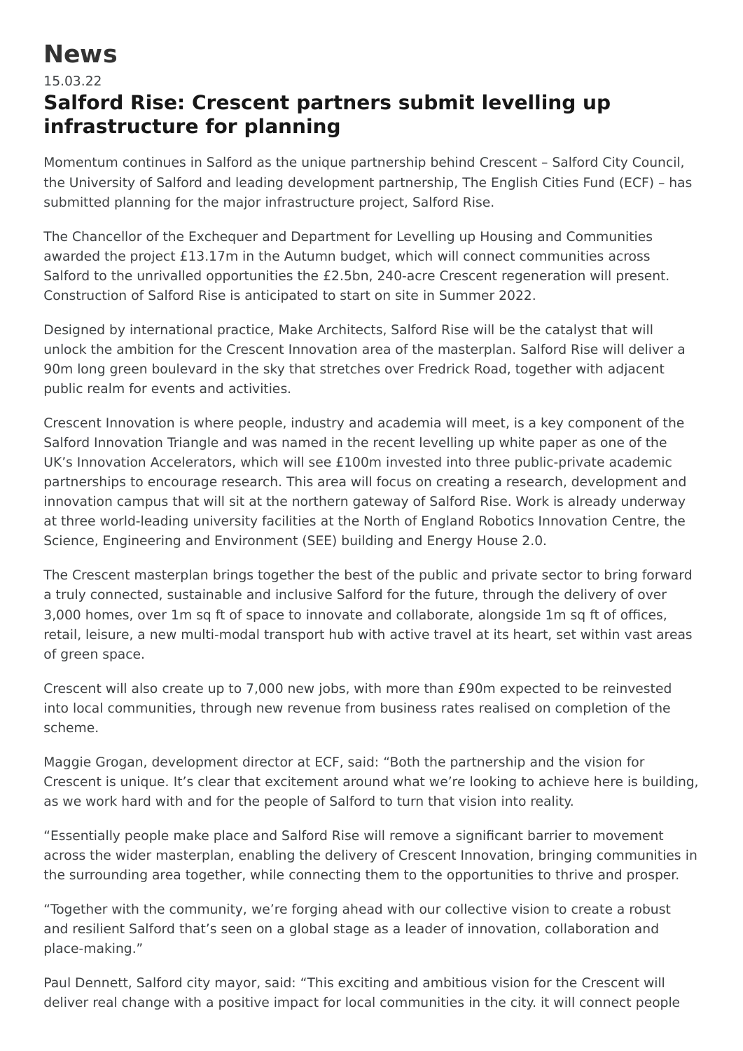# News

15.03.22

## Salford Rise: Crescent partners submit levelling up infrastructure for planning

Momentum continues in Salford as the unique partnership behind Crescent – Salford City Council, the University of Salford and leading development partnership, The English Cities Fund (ECF) – has submitted planning for the major infrastructure project, Salford Rise.

The Chancellor of the Exchequer and Department for Levelling up Housing and Communities awarded the project £13.17m in the Autumn budget, which will connect communities across Salford to the unrivalled opportunities the £2.5bn, 240-acre Crescent regeneration will present. Construction of Salford Rise is anticipated to start on site in Summer 2022.

Designed by international practice, Make Architects, Salford Rise will be the catalyst that will unlock the ambition for the Crescent Innovation area of the masterplan. Salford Rise will deliver a 90m long green boulevard in the sky that stretches over Fredrick Road, together with adjacent public realm for events and activities.

Crescent Innovation is where people, industry and academia will meet, is a key component of the Salford Innovation Triangle and was named in the recent levelling up white paper as one of the UK's Innovation Accelerators, which will see £100m invested into three public-private academic partnerships to encourage research. This area will focus on creating a research, development and innovation campus that will sit at the northern gateway of Salford Rise. Work is already underway at three world-leading university facilities at the North of England Robotics Innovation Centre, the Science, Engineering and Environment (SEE) building and Energy House 2.0.

The Crescent masterplan brings together the best of the public and private sector to bring forward a truly connected, sustainable and inclusive Salford for the future, through the delivery of over 3,000 homes, over 1m sq ft of space to innovate and collaborate, alongside 1m sq ft of offices, retail, leisure, a new multi-modal transport hub with active travel at its heart, set within vast areas of green space.

Crescent will also create up to 7,000 new jobs, with more than £90m expected to be reinvested into local communities, through new revenue from business rates realised on completion of the scheme.

Maggie Grogan, development director at ECF, said: "Both the partnership and the vision for Crescent is unique. It's clear that excitement around what we're looking to achieve here is building, as we work hard with and for the people of Salford to turn that vision into reality.

"Essentially people make place and Salford Rise will remove a significant barrier to movement across the wider masterplan, enabling the delivery of Crescent Innovation, bringing communities in the surrounding area together, while connecting them to the opportunities to thrive and prosper.

"Together with the community, we're forging ahead with our collective vision to create a robust and resilient Salford that's seen on a global stage as a leader of innovation, collaboration and place-making."

Paul Dennett, Salford city mayor, said: "This exciting and ambitious vision for the Crescent will deliver real change with a positive impact for local communities in the city. it will connect people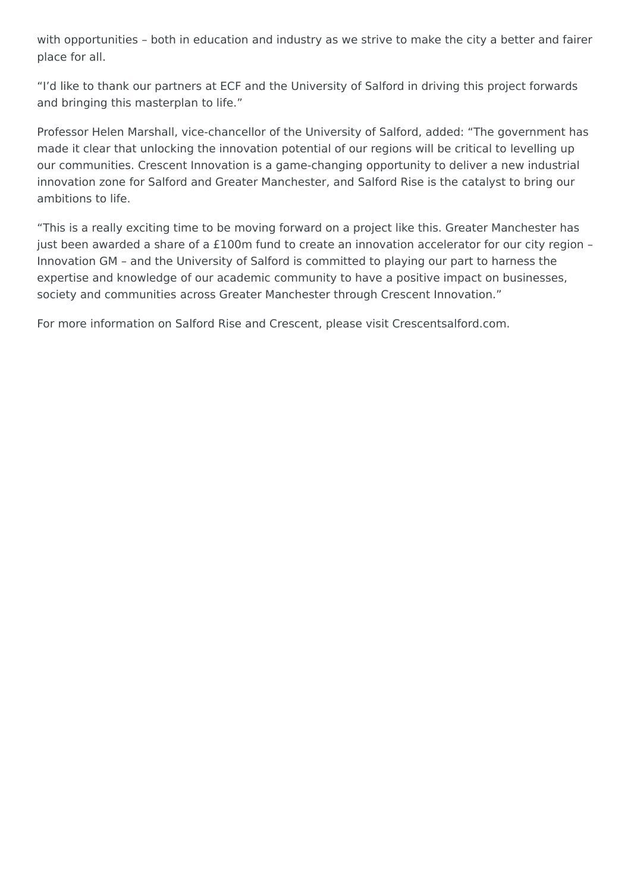with opportunities – both in education and industry as we strive to make the city a better and fairer place for all.

"I'd like to thank our partners at ECF and the University of Salford in driving this project forwards and bringing this masterplan to life."

Professor Helen Marshall, vice-chancellor of the University of Salford, added: "The government has made it clear that unlocking the innovation potential of our regions will be critical to levelling up our communities. Crescent Innovation is a game-changing opportunity to deliver a new industrial innovation zone for Salford and Greater Manchester, and Salford Rise is the catalyst to bring our ambitions to life.

"This is a really exciting time to be moving forward on a project like this. Greater Manchester has just been awarded a share of a £100m fund to create an innovation accelerator for our city region – Innovation GM – and the University of Salford is committed to playing our part to harness the expertise and knowledge of our academic community to have a positive impact on businesses, society and communities across Greater Manchester through Crescent Innovation."

For more information on Salford Rise and Crescent, please visit Crescentsalford.com.